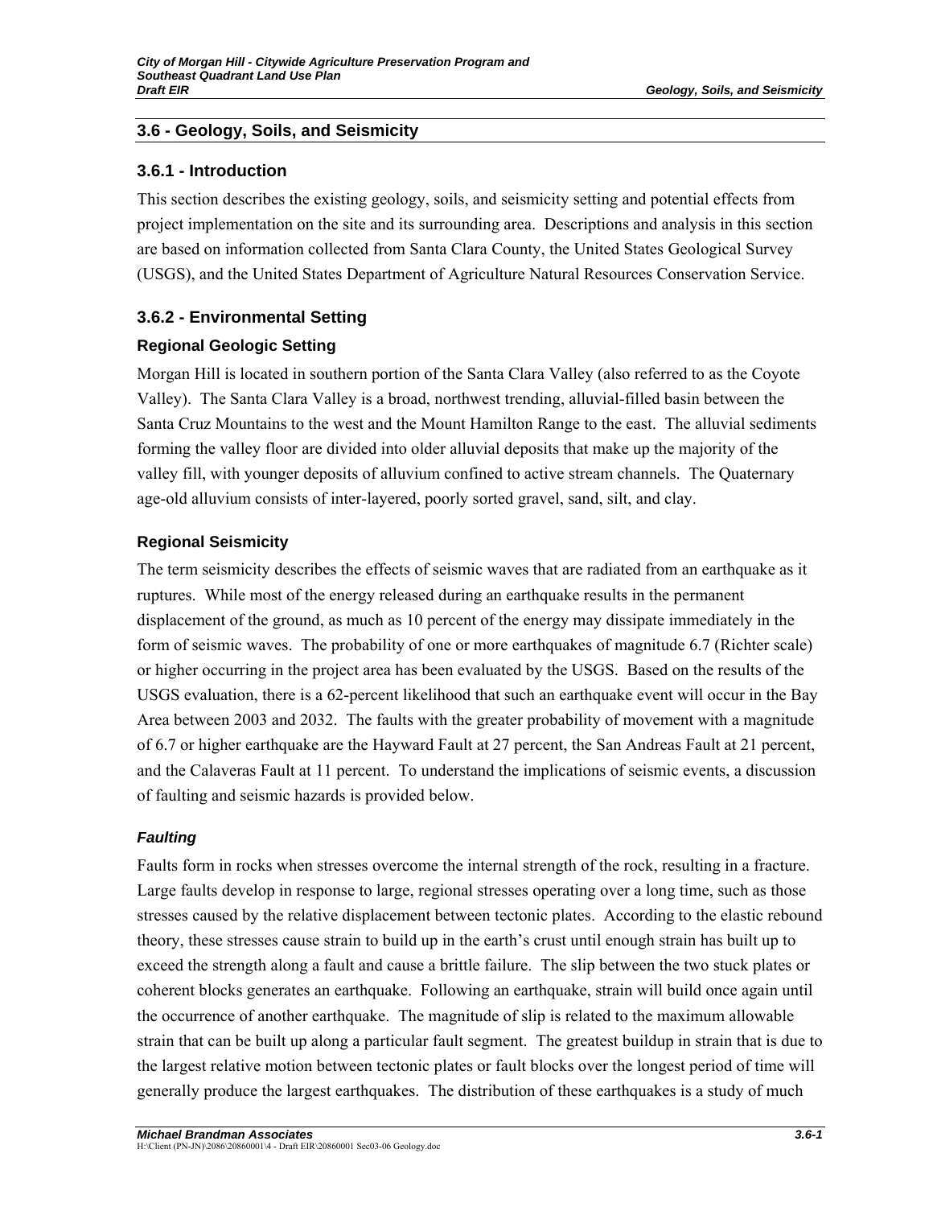## 3.6 - Geology, Soils, and Seismicity

### 3.6.1 - Introduction

This section describes the existing geology, soils, and seismicity setting and potential effects from project implementation on the site and its surrounding area. Descriptions and analysis in this section are based on information collected from Santa Clara County, the United States Geological Survey (USGS), and the United States Department of Agriculture Natural Resources Conservation Service.

### 3.6.2 - Environmental Setting

#### Regional Geologic Setting

Morgan Hill is located in southern portion of the Santa Clara Valley (also referred to as the Coyote Valley). The Santa Clara Valley is a broad, northwest trending, alluvial-filled basin between the Santa Cruz Mountains to the west and the Mount Hamilton Range to the east. The alluvial sediments forming the valley floor are divided into older alluvial deposits that make up the majority of the valley fill, with younger deposits of alluvium confined to active stream channels. The Quaternary age-old alluvium consists of inter-layered, poorly sorted gravel, sand, silt, and clay.

#### Regional Seismicity

The term seismicity describes the effects of seismic waves that are radiated from an earthquake as it ruptures. While most of the energy released during an earthquake results in the permanent displacement of the ground, as much as 10 percent of the energy may dissipate immediately in the form of seismic waves. The probability of one or more earthquakes of magnitude 6.7 (Richter scale) or higher occurring in the project area has been evaluated by the USGS. Based on the results of the USGS evaluation, there is a 62-percent likelihood that such an earthquake event will occur in the Bay Area between 2003 and 2032. The faults with the greater probability of movement with a magnitude of 6.7 or higher earthquake are the Hayward Fault at 27 percent, the San Andreas Fault at 21 percent, and the Calaveras Fault at 11 percent. To understand the implications of seismic events, a discussion of faulting and seismic hazards is provided below.

##### *Faulting*

Faults form in rocks when stresses overcome the internal strength of the rock, resulting in a fracture. Large faults develop in response to large, regional stresses operating over a long time, such as those stresses caused by the relative displacement between tectonic plates. According to the elastic rebound theory, these stresses cause strain to build up in the earth's crust until enough strain has built up to exceed the strength along a fault and cause a brittle failure. The slip between the two stuck plates or coherent blocks generates an earthquake. Following an earthquake, strain will build once again until the occurrence of another earthquake. The magnitude of slip is related to the maximum allowable strain that can be built up along a particular fault segment. The greatest buildup in strain that is due to the largest relative motion between tectonic plates or fault blocks over the longest period of time will generally produce the largest earthquakes. The distribution of these earthquakes is a study of much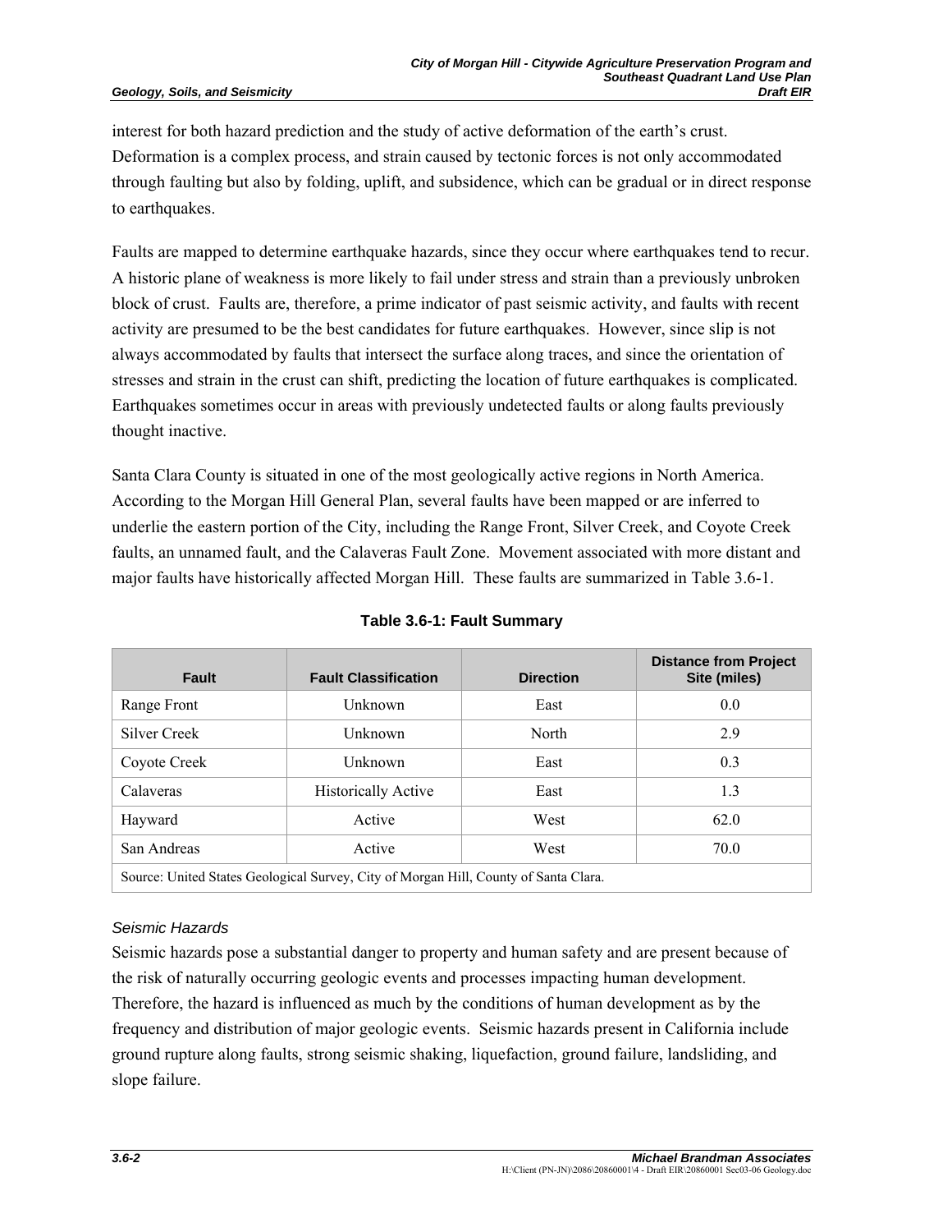interest for both hazard prediction and the study of active deformation of the earth's crust. Deformation is a complex process, and strain caused by tectonic forces is not only accommodated through faulting but also by folding, uplift, and subsidence, which can be gradual or in direct response to earthquakes.

Faults are mapped to determine earthquake hazards, since they occur where earthquakes tend to recur. A historic plane of weakness is more likely to fail under stress and strain than a previously unbroken block of crust. Faults are, therefore, a prime indicator of past seismic activity, and faults with recent activity are presumed to be the best candidates for future earthquakes. However, since slip is not always accommodated by faults that intersect the surface along traces, and since the orientation of stresses and strain in the crust can shift, predicting the location of future earthquakes is complicated. Earthquakes sometimes occur in areas with previously undetected faults or along faults previously thought inactive.

Santa Clara County is situated in one of the most geologically active regions in North America. According to the Morgan Hill General Plan, several faults have been mapped or are inferred to underlie the eastern portion of the City, including the Range Front, Silver Creek, and Coyote Creek faults, an unnamed fault, and the Calaveras Fault Zone. Movement associated with more distant and major faults have historically affected Morgan Hill. These faults are summarized in Table 3.6-1.

**Table 3.6-1: Fault Summary**

| Fault | Fault Classification | Direction | Distance from Project Site (miles) |
|---|---|---|---|
| Range Front | Unknown | East | 0.0 |
| Silver Creek | Unknown | North | 2.9 |
| Coyote Creek | Unknown | East | 0.3 |
| Calaveras | Historically Active | East | 1.3 |
| Hayward | Active | West | 62.0 |
| San Andreas | Active | West | 70.0 |

Source: United States Geological Survey, City of Morgan Hill, County of Santa Clara.

### *Seismic Hazards*

Seismic hazards pose a substantial danger to property and human safety and are present because of the risk of naturally occurring geologic events and processes impacting human development. Therefore, the hazard is influenced as much by the conditions of human development as by the frequency and distribution of major geologic events. Seismic hazards present in California include ground rupture along faults, strong seismic shaking, liquefaction, ground failure, landsliding, and slope failure.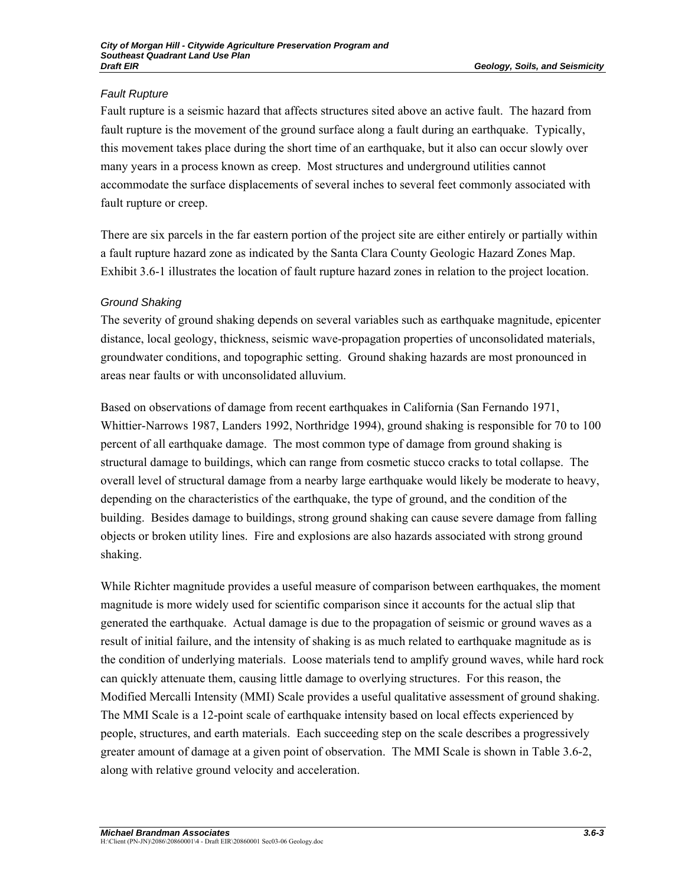### *Fault Rupture*

Fault rupture is a seismic hazard that affects structures sited above an active fault. The hazard from fault rupture is the movement of the ground surface along a fault during an earthquake. Typically, this movement takes place during the short time of an earthquake, but it also can occur slowly over many years in a process known as creep. Most structures and underground utilities cannot accommodate the surface displacements of several inches to several feet commonly associated with fault rupture or creep.

There are six parcels in the far eastern portion of the project site are either entirely or partially within a fault rupture hazard zone as indicated by the Santa Clara County Geologic Hazard Zones Map. Exhibit 3.6-1 illustrates the location of fault rupture hazard zones in relation to the project location.

### *Ground Shaking*

The severity of ground shaking depends on several variables such as earthquake magnitude, epicenter distance, local geology, thickness, seismic wave-propagation properties of unconsolidated materials, groundwater conditions, and topographic setting. Ground shaking hazards are most pronounced in areas near faults or with unconsolidated alluvium.

Based on observations of damage from recent earthquakes in California (San Fernando 1971, Whittier-Narrows 1987, Landers 1992, Northridge 1994), ground shaking is responsible for 70 to 100 percent of all earthquake damage. The most common type of damage from ground shaking is structural damage to buildings, which can range from cosmetic stucco cracks to total collapse. The overall level of structural damage from a nearby large earthquake would likely be moderate to heavy, depending on the characteristics of the earthquake, the type of ground, and the condition of the building. Besides damage to buildings, strong ground shaking can cause severe damage from falling objects or broken utility lines. Fire and explosions are also hazards associated with strong ground shaking.

While Richter magnitude provides a useful measure of comparison between earthquakes, the moment magnitude is more widely used for scientific comparison since it accounts for the actual slip that generated the earthquake. Actual damage is due to the propagation of seismic or ground waves as a result of initial failure, and the intensity of shaking is as much related to earthquake magnitude as is the condition of underlying materials. Loose materials tend to amplify ground waves, while hard rock can quickly attenuate them, causing little damage to overlying structures. For this reason, the Modified Mercalli Intensity (MMI) Scale provides a useful qualitative assessment of ground shaking. The MMI Scale is a 12-point scale of earthquake intensity based on local effects experienced by people, structures, and earth materials. Each succeeding step on the scale describes a progressively greater amount of damage at a given point of observation. The MMI Scale is shown in Table 3.6-2, along with relative ground velocity and acceleration.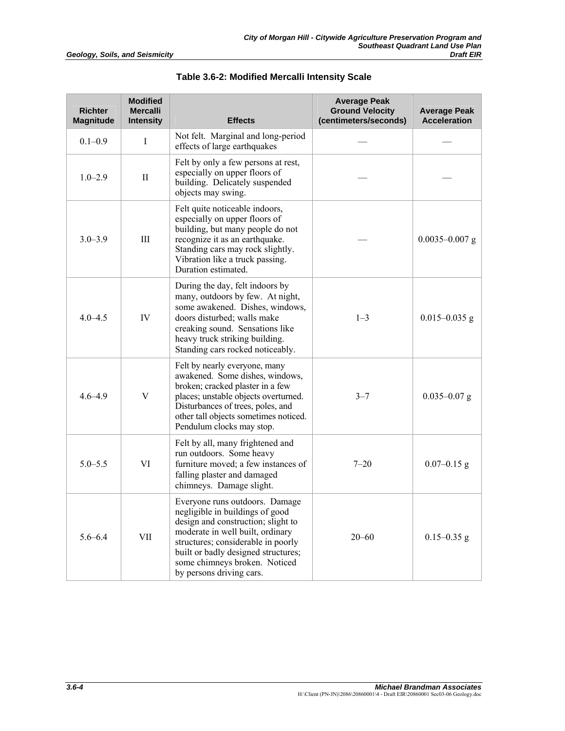**Table 3.6-2: Modified Mercalli Intensity Scale**

| Richter Magnitude | Modified Mercalli Intensity | Effects | Average Peak Ground Velocity (centimeters/seconds) | Average Peak Acceleration |
|---|---|---|---|---|
| 0.1–0.9 | I | Not felt. Marginal and long-period effects of large earthquakes | — | — |
| 1.0–2.9 | II | Felt by only a few persons at rest, especially on upper floors of building. Delicately suspended objects may swing. | — | — |
| 3.0–3.9 | III | Felt quite noticeable indoors, especially on upper floors of building, but many people do not recognize it as an earthquake. Standing cars may rock slightly. Vibration like a truck passing. Duration estimated. | — | 0.0035–0.007 g |
| 4.0–4.5 | IV | During the day, felt indoors by many, outdoors by few. At night, some awakened. Dishes, windows, doors disturbed; walls make creaking sound. Sensations like heavy truck striking building. Standing cars rocked noticeably. | 1–3 | 0.015–0.035 g |
| 4.6–4.9 | V | Felt by nearly everyone, many awakened. Some dishes, windows, broken; cracked plaster in a few places; unstable objects overturned. Disturbances of trees, poles, and other tall objects sometimes noticed. Pendulum clocks may stop. | 3–7 | 0.035–0.07 g |
| 5.0–5.5 | VI | Felt by all, many frightened and run outdoors. Some heavy furniture moved; a few instances of falling plaster and damaged chimneys. Damage slight. | 7–20 | 0.07–0.15 g |
| 5.6–6.4 | VII | Everyone runs outdoors. Damage negligible in buildings of good design and construction; slight to moderate in well built, ordinary structures; considerable in poorly built or badly designed structures; some chimneys broken. Noticed by persons driving cars. | 20–60 | 0.15–0.35 g |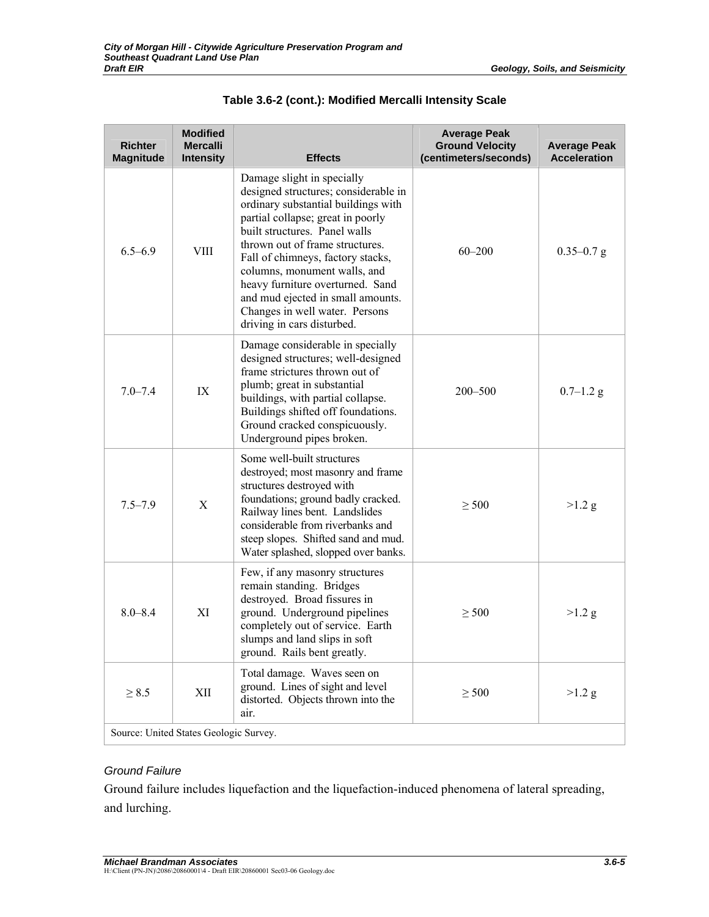**Table 3.6-2 (cont.): Modified Mercalli Intensity Scale**

| Richter Magnitude | Modified Mercalli Intensity | Effects | Average Peak Ground Velocity (centimeters/seconds) | Average Peak Acceleration |
|---|---|---|---|---|
| 6.5–6.9 | VIII | Damage slight in specially designed structures; considerable in ordinary substantial buildings with partial collapse; great in poorly built structures. Panel walls thrown out of frame structures. Fall of chimneys, factory stacks, columns, monument walls, and heavy furniture overturned. Sand and mud ejected in small amounts. Changes in well water. Persons driving in cars disturbed. | 60–200 | 0.35–0.7 g |
| 7.0–7.4 | IX | Damage considerable in specially designed structures; well-designed frame strictures thrown out of plumb; great in substantial buildings, with partial collapse. Buildings shifted off foundations. Ground cracked conspicuously. Underground pipes broken. | 200–500 | 0.7–1.2 g |
| 7.5–7.9 | X | Some well-built structures destroyed; most masonry and frame structures destroyed with foundations; ground badly cracked. Railway lines bent. Landslides considerable from riverbanks and steep slopes. Shifted sand and mud. Water splashed, slopped over banks. | ≥ 500 | >1.2 g |
| 8.0–8.4 | XI | Few, if any masonry structures remain standing. Bridges destroyed. Broad fissures in ground. Underground pipelines completely out of service. Earth slumps and land slips in soft ground. Rails bent greatly. | ≥ 500 | >1.2 g |
| ≥ 8.5 | XII | Total damage. Waves seen on ground. Lines of sight and level distorted. Objects thrown into the air. | ≥ 500 | >1.2 g |

Source: United States Geologic Survey.

### *Ground Failure*

Ground failure includes liquefaction and the liquefaction-induced phenomena of lateral spreading, and lurching.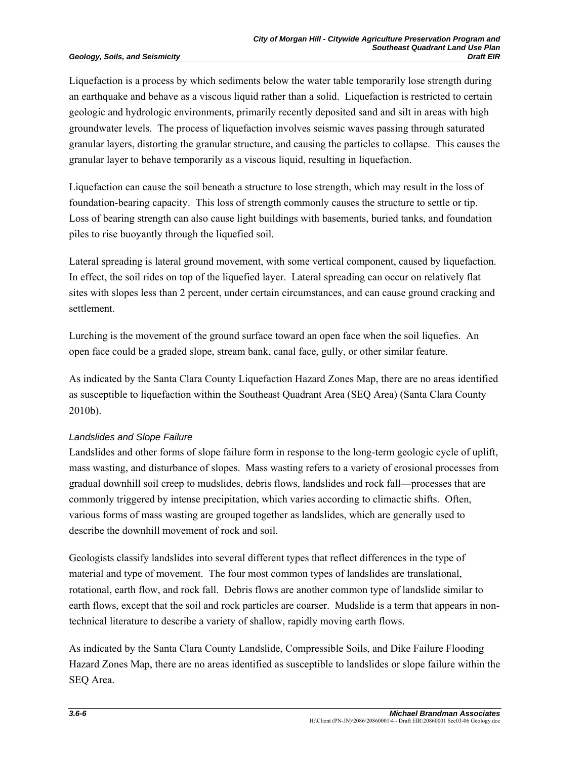Liquefaction is a process by which sediments below the water table temporarily lose strength during an earthquake and behave as a viscous liquid rather than a solid. Liquefaction is restricted to certain geologic and hydrologic environments, primarily recently deposited sand and silt in areas with high groundwater levels. The process of liquefaction involves seismic waves passing through saturated granular layers, distorting the granular structure, and causing the particles to collapse. This causes the granular layer to behave temporarily as a viscous liquid, resulting in liquefaction.

Liquefaction can cause the soil beneath a structure to lose strength, which may result in the loss of foundation-bearing capacity. This loss of strength commonly causes the structure to settle or tip. Loss of bearing strength can also cause light buildings with basements, buried tanks, and foundation piles to rise buoyantly through the liquefied soil.

Lateral spreading is lateral ground movement, with some vertical component, caused by liquefaction. In effect, the soil rides on top of the liquefied layer. Lateral spreading can occur on relatively flat sites with slopes less than 2 percent, under certain circumstances, and can cause ground cracking and settlement.

Lurching is the movement of the ground surface toward an open face when the soil liquefies. An open face could be a graded slope, stream bank, canal face, gully, or other similar feature.

As indicated by the Santa Clara County Liquefaction Hazard Zones Map, there are no areas identified as susceptible to liquefaction within the Southeast Quadrant Area (SEQ Area) (Santa Clara County 2010b).

*Landslides and Slope Failure*

Landslides and other forms of slope failure form in response to the long-term geologic cycle of uplift, mass wasting, and disturbance of slopes. Mass wasting refers to a variety of erosional processes from gradual downhill soil creep to mudslides, debris flows, landslides and rock fall—processes that are commonly triggered by intense precipitation, which varies according to climactic shifts. Often, various forms of mass wasting are grouped together as landslides, which are generally used to describe the downhill movement of rock and soil.

Geologists classify landslides into several different types that reflect differences in the type of material and type of movement. The four most common types of landslides are translational, rotational, earth flow, and rock fall. Debris flows are another common type of landslide similar to earth flows, except that the soil and rock particles are coarser. Mudslide is a term that appears in non-technical literature to describe a variety of shallow, rapidly moving earth flows.

As indicated by the Santa Clara County Landslide, Compressible Soils, and Dike Failure Flooding Hazard Zones Map, there are no areas identified as susceptible to landslides or slope failure within the SEQ Area.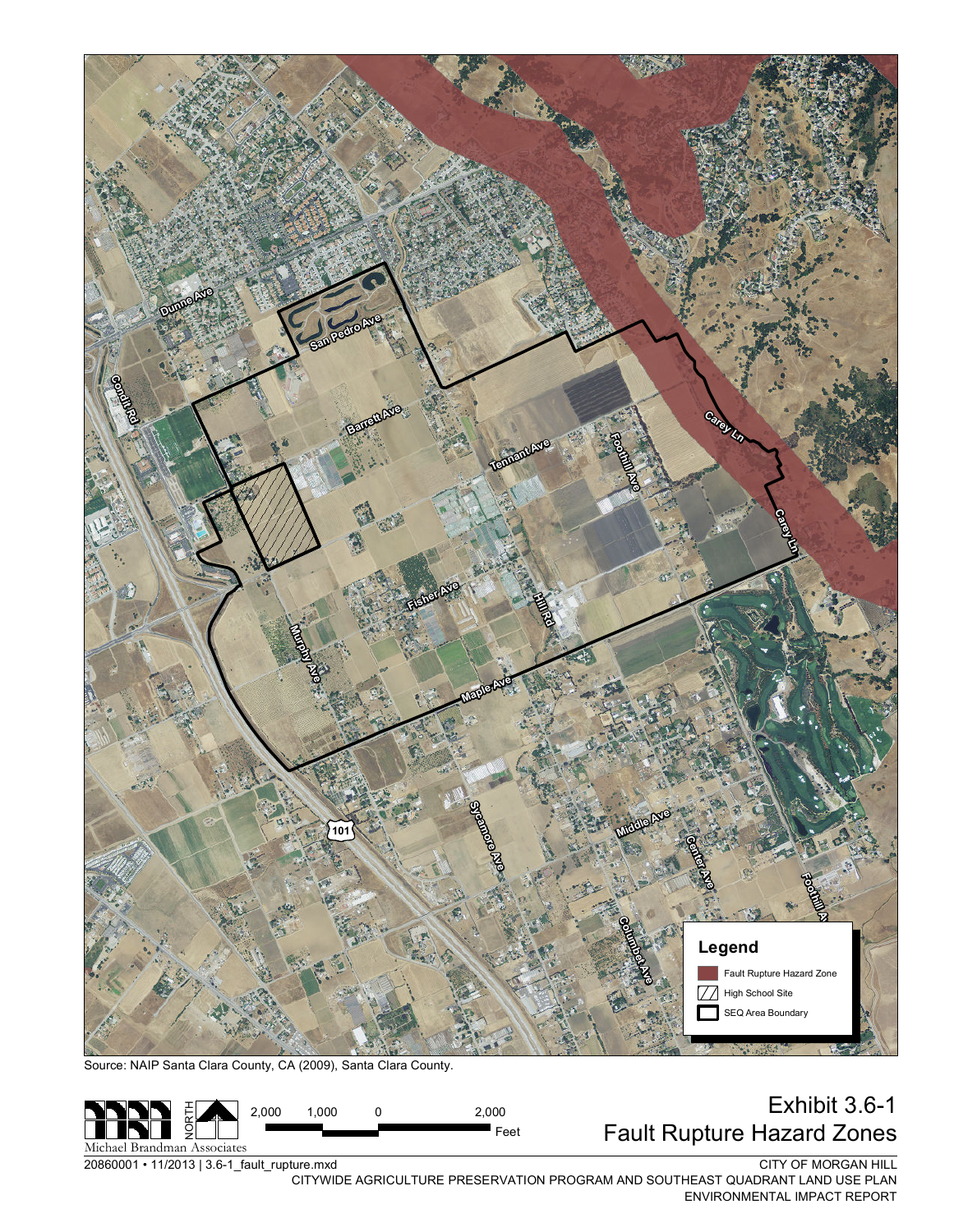Source: NAIP Santa Clara County, CA (2009), Santa Clara County.

# Exhibit 3.6-1
## Fault Rupture Hazard Zones

20860001 • 11/2013 | 3.6-1_fault_rupture.mxd

CITY OF MORGAN HILL
CITYWIDE AGRICULTURE PRESERVATION PROGRAM AND SOUTHEAST QUADRANT LAND USE PLAN
ENVIRONMENTAL IMPACT REPORT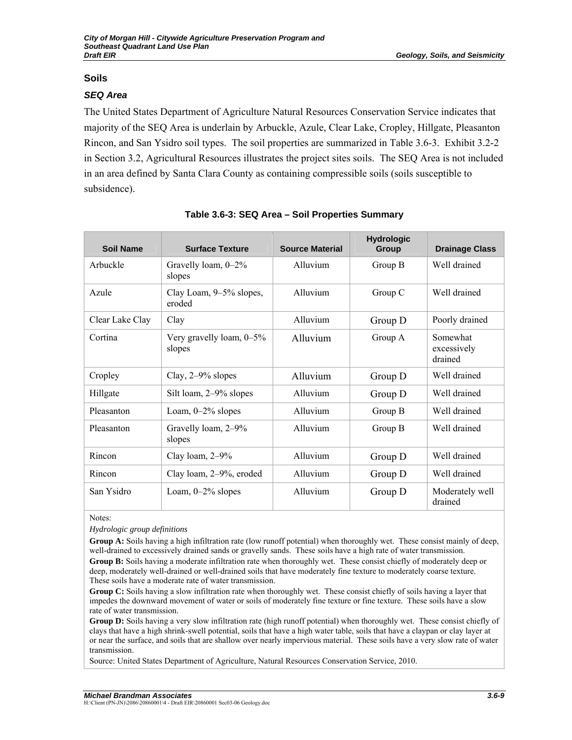## Soils

### *SEQ Area*

The United States Department of Agriculture Natural Resources Conservation Service indicates that majority of the SEQ Area is underlain by Arbuckle, Azule, Clear Lake, Cropley, Hillgate, Pleasanton Rincon, and San Ysidro soil types. The soil properties are summarized in Table 3.6-3. Exhibit 3.2-2 in Section 3.2, Agricultural Resources illustrates the project sites soils. The SEQ Area is not included in an area defined by Santa Clara County as containing compressible soils (soils susceptible to subsidence).

**Table 3.6-3: SEQ Area – Soil Properties Summary**

| Soil Name | Surface Texture | Source Material | Hydrologic Group | Drainage Class |
|---|---|---|---|---|
| Arbuckle | Gravelly loam, 0–2% slopes | Alluvium | Group B | Well drained |
| Azule | Clay Loam, 9–5% slopes, eroded | Alluvium | Group C | Well drained |
| Clear Lake Clay | Clay | Alluvium | Group D | Poorly drained |
| Cortina | Very gravelly loam, 0–5% slopes | Alluvium | Group A | Somewhat excessively drained |
| Cropley | Clay, 2–9% slopes | Alluvium | Group D | Well drained |
| Hillgate | Silt loam, 2–9% slopes | Alluvium | Group D | Well drained |
| Pleasanton | Loam, 0–2% slopes | Alluvium | Group B | Well drained |
| Pleasanton | Gravelly loam, 2–9% slopes | Alluvium | Group B | Well drained |
| Rincon | Clay loam, 2–9% | Alluvium | Group D | Well drained |
| Rincon | Clay loam, 2–9%, eroded | Alluvium | Group D | Well drained |
| San Ysidro | Loam, 0–2% slopes | Alluvium | Group D | Moderately well drained |

Notes:

*Hydrologic group definitions*

**Group A:** Soils having a high infiltration rate (low runoff potential) when thoroughly wet. These consist mainly of deep, well-drained to excessively drained sands or gravelly sands. These soils have a high rate of water transmission.

**Group B:** Soils having a moderate infiltration rate when thoroughly wet. These consist chiefly of moderately deep or deep, moderately well-drained or well-drained soils that have moderately fine texture to moderately coarse texture. These soils have a moderate rate of water transmission.

**Group C:** Soils having a slow infiltration rate when thoroughly wet. These consist chiefly of soils having a layer that impedes the downward movement of water or soils of moderately fine texture or fine texture. These soils have a slow rate of water transmission.

**Group D:** Soils having a very slow infiltration rate (high runoff potential) when thoroughly wet. These consist chiefly of clays that have a high shrink-swell potential, soils that have a high water table, soils that have a claypan or clay layer at or near the surface, and soils that are shallow over nearly impervious material. These soils have a very slow rate of water transmission.

Source: United States Department of Agriculture, Natural Resources Conservation Service, 2010.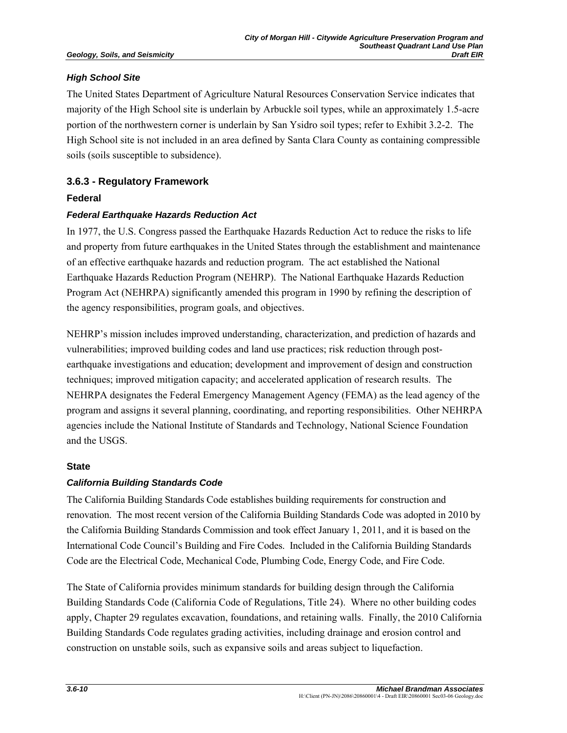#### *High School Site*

The United States Department of Agriculture Natural Resources Conservation Service indicates that majority of the High School site is underlain by Arbuckle soil types, while an approximately 1.5-acre portion of the northwestern corner is underlain by San Ysidro soil types; refer to Exhibit 3.2-2. The High School site is not included in an area defined by Santa Clara County as containing compressible soils (soils susceptible to subsidence).

## 3.6.3 - Regulatory Framework

### Federal

#### *Federal Earthquake Hazards Reduction Act*

In 1977, the U.S. Congress passed the Earthquake Hazards Reduction Act to reduce the risks to life and property from future earthquakes in the United States through the establishment and maintenance of an effective earthquake hazards and reduction program. The act established the National Earthquake Hazards Reduction Program (NEHRP). The National Earthquake Hazards Reduction Program Act (NEHRPA) significantly amended this program in 1990 by refining the description of the agency responsibilities, program goals, and objectives.

NEHRP's mission includes improved understanding, characterization, and prediction of hazards and vulnerabilities; improved building codes and land use practices; risk reduction through post-earthquake investigations and education; development and improvement of design and construction techniques; improved mitigation capacity; and accelerated application of research results. The NEHRPA designates the Federal Emergency Management Agency (FEMA) as the lead agency of the program and assigns it several planning, coordinating, and reporting responsibilities. Other NEHRPA agencies include the National Institute of Standards and Technology, National Science Foundation and the USGS.

### State

#### *California Building Standards Code*

The California Building Standards Code establishes building requirements for construction and renovation. The most recent version of the California Building Standards Code was adopted in 2010 by the California Building Standards Commission and took effect January 1, 2011, and it is based on the International Code Council's Building and Fire Codes. Included in the California Building Standards Code are the Electrical Code, Mechanical Code, Plumbing Code, Energy Code, and Fire Code.

The State of California provides minimum standards for building design through the California Building Standards Code (California Code of Regulations, Title 24). Where no other building codes apply, Chapter 29 regulates excavation, foundations, and retaining walls. Finally, the 2010 California Building Standards Code regulates grading activities, including drainage and erosion control and construction on unstable soils, such as expansive soils and areas subject to liquefaction.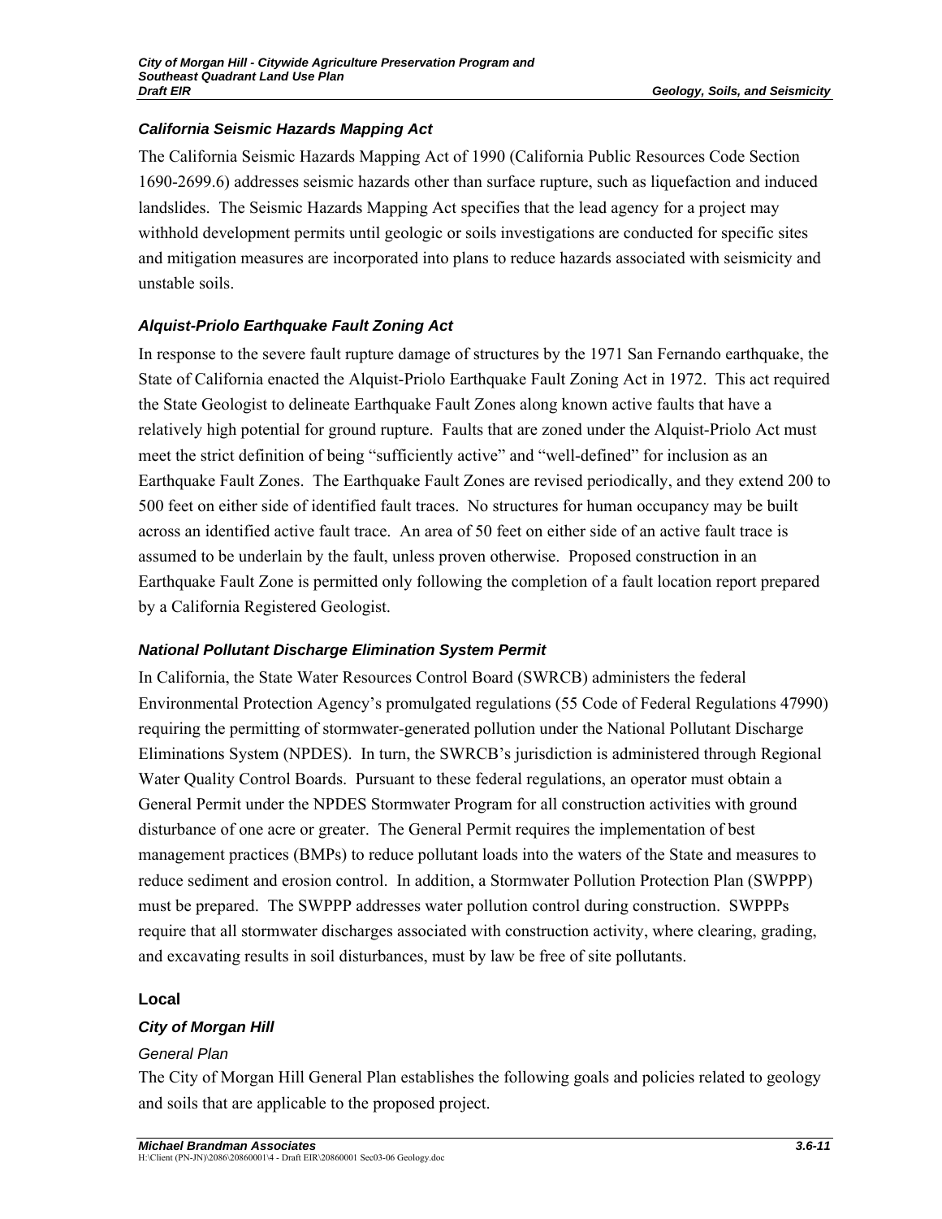#### *California Seismic Hazards Mapping Act*

The California Seismic Hazards Mapping Act of 1990 (California Public Resources Code Section 1690-2699.6) addresses seismic hazards other than surface rupture, such as liquefaction and induced landslides. The Seismic Hazards Mapping Act specifies that the lead agency for a project may withhold development permits until geologic or soils investigations are conducted for specific sites and mitigation measures are incorporated into plans to reduce hazards associated with seismicity and unstable soils.

#### *Alquist-Priolo Earthquake Fault Zoning Act*

In response to the severe fault rupture damage of structures by the 1971 San Fernando earthquake, the State of California enacted the Alquist-Priolo Earthquake Fault Zoning Act in 1972. This act required the State Geologist to delineate Earthquake Fault Zones along known active faults that have a relatively high potential for ground rupture. Faults that are zoned under the Alquist-Priolo Act must meet the strict definition of being "sufficiently active" and "well-defined" for inclusion as an Earthquake Fault Zones. The Earthquake Fault Zones are revised periodically, and they extend 200 to 500 feet on either side of identified fault traces. No structures for human occupancy may be built across an identified active fault trace. An area of 50 feet on either side of an active fault trace is assumed to be underlain by the fault, unless proven otherwise. Proposed construction in an Earthquake Fault Zone is permitted only following the completion of a fault location report prepared by a California Registered Geologist.

#### *National Pollutant Discharge Elimination System Permit*

In California, the State Water Resources Control Board (SWRCB) administers the federal Environmental Protection Agency's promulgated regulations (55 Code of Federal Regulations 47990) requiring the permitting of stormwater-generated pollution under the National Pollutant Discharge Eliminations System (NPDES). In turn, the SWRCB's jurisdiction is administered through Regional Water Quality Control Boards. Pursuant to these federal regulations, an operator must obtain a General Permit under the NPDES Stormwater Program for all construction activities with ground disturbance of one acre or greater. The General Permit requires the implementation of best management practices (BMPs) to reduce pollutant loads into the waters of the State and measures to reduce sediment and erosion control. In addition, a Stormwater Pollution Protection Plan (SWPPP) must be prepared. The SWPPP addresses water pollution control during construction. SWPPPs require that all stormwater discharges associated with construction activity, where clearing, grading, and excavating results in soil disturbances, must by law be free of site pollutants.

### Local

#### *City of Morgan Hill*

##### *General Plan*

The City of Morgan Hill General Plan establishes the following goals and policies related to geology and soils that are applicable to the proposed project.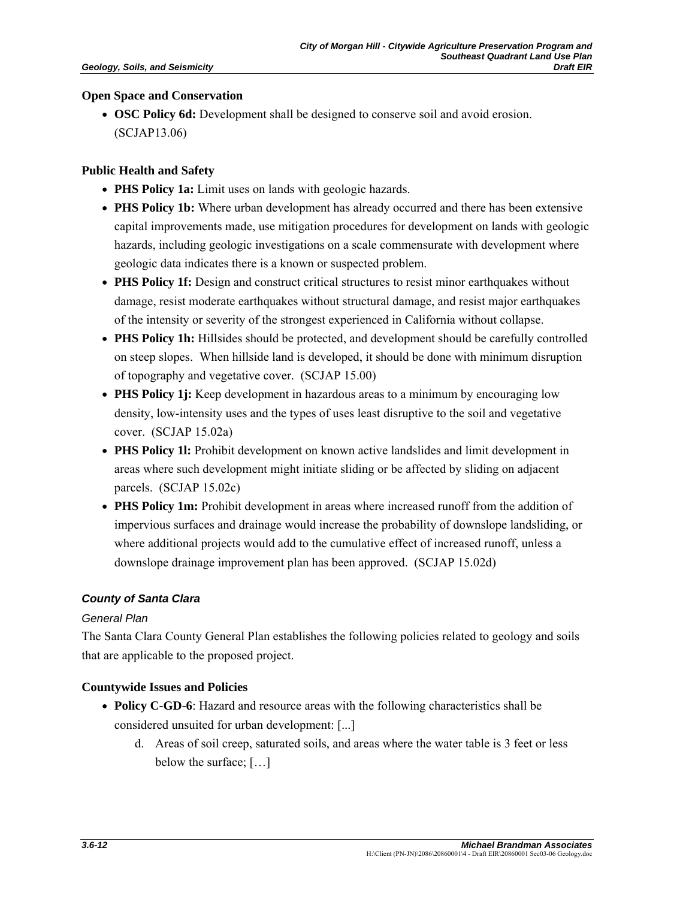**Open Space and Conservation**

- **OSC Policy 6d:** Development shall be designed to conserve soil and avoid erosion. (SCJAP13.06)

**Public Health and Safety**

- **PHS Policy 1a:** Limit uses on lands with geologic hazards.
- **PHS Policy 1b:** Where urban development has already occurred and there has been extensive capital improvements made, use mitigation procedures for development on lands with geologic hazards, including geologic investigations on a scale commensurate with development where geologic data indicates there is a known or suspected problem.
- **PHS Policy 1f:** Design and construct critical structures to resist minor earthquakes without damage, resist moderate earthquakes without structural damage, and resist major earthquakes of the intensity or severity of the strongest experienced in California without collapse.
- **PHS Policy 1h:** Hillsides should be protected, and development should be carefully controlled on steep slopes. When hillside land is developed, it should be done with minimum disruption of topography and vegetative cover. (SCJAP 15.00)
- **PHS Policy 1j:** Keep development in hazardous areas to a minimum by encouraging low density, low-intensity uses and the types of uses least disruptive to the soil and vegetative cover. (SCJAP 15.02a)
- **PHS Policy 1l:** Prohibit development on known active landslides and limit development in areas where such development might initiate sliding or be affected by sliding on adjacent parcels. (SCJAP 15.02c)
- **PHS Policy 1m:** Prohibit development in areas where increased runoff from the addition of impervious surfaces and drainage would increase the probability of downslope landsliding, or where additional projects would add to the cumulative effect of increased runoff, unless a downslope drainage improvement plan has been approved. (SCJAP 15.02d)

### *County of Santa Clara*

*General Plan*

The Santa Clara County General Plan establishes the following policies related to geology and soils that are applicable to the proposed project.

**Countywide Issues and Policies**

- **Policy C-GD-6**: Hazard and resource areas with the following characteristics shall be considered unsuited for urban development: [...]
    - d. Areas of soil creep, saturated soils, and areas where the water table is 3 feet or less below the surface; […]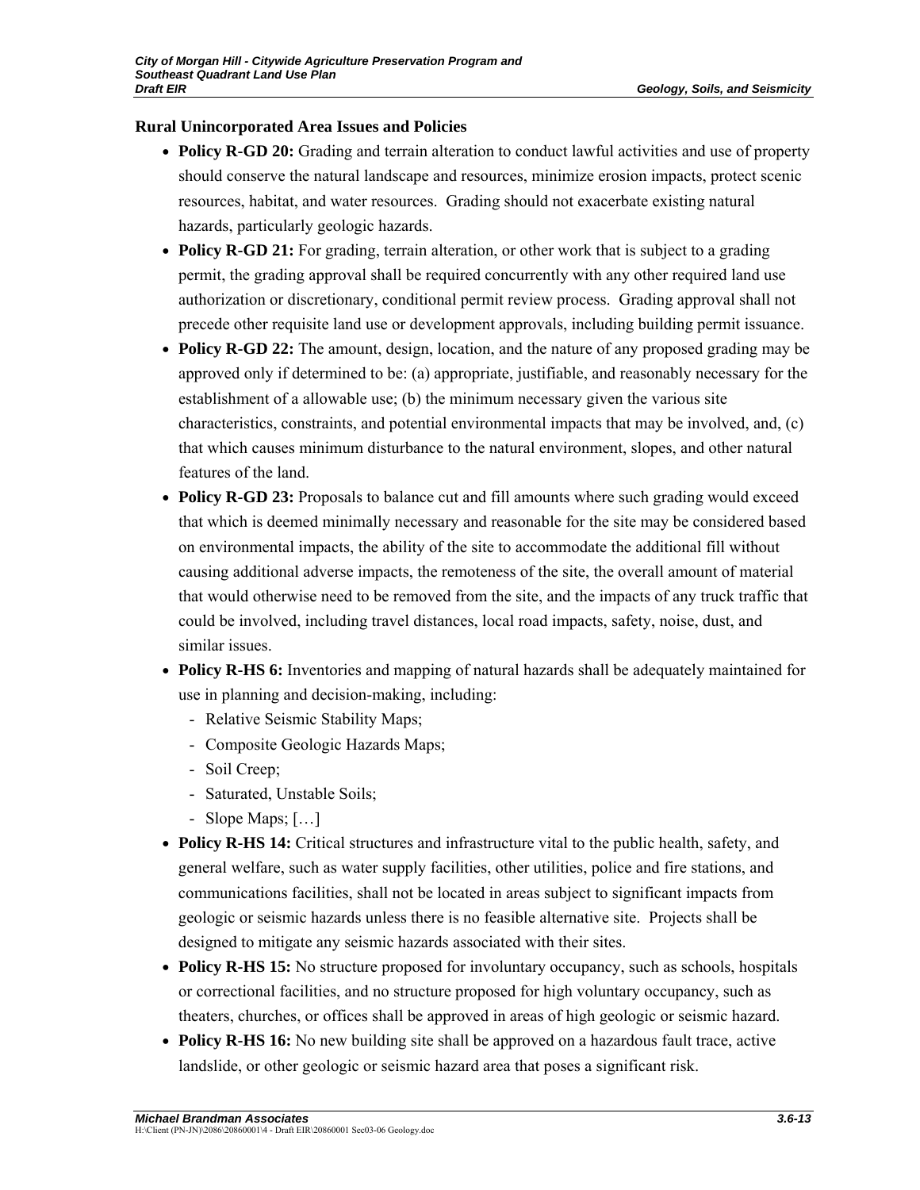**Rural Unincorporated Area Issues and Policies**

- **Policy R-GD 20:** Grading and terrain alteration to conduct lawful activities and use of property should conserve the natural landscape and resources, minimize erosion impacts, protect scenic resources, habitat, and water resources. Grading should not exacerbate existing natural hazards, particularly geologic hazards.
- **Policy R-GD 21:** For grading, terrain alteration, or other work that is subject to a grading permit, the grading approval shall be required concurrently with any other required land use authorization or discretionary, conditional permit review process. Grading approval shall not precede other requisite land use or development approvals, including building permit issuance.
- **Policy R-GD 22:** The amount, design, location, and the nature of any proposed grading may be approved only if determined to be: (a) appropriate, justifiable, and reasonably necessary for the establishment of a allowable use; (b) the minimum necessary given the various site characteristics, constraints, and potential environmental impacts that may be involved, and, (c) that which causes minimum disturbance to the natural environment, slopes, and other natural features of the land.
- **Policy R-GD 23:** Proposals to balance cut and fill amounts where such grading would exceed that which is deemed minimally necessary and reasonable for the site may be considered based on environmental impacts, the ability of the site to accommodate the additional fill without causing additional adverse impacts, the remoteness of the site, the overall amount of material that would otherwise need to be removed from the site, and the impacts of any truck traffic that could be involved, including travel distances, local road impacts, safety, noise, dust, and similar issues.
- **Policy R-HS 6:** Inventories and mapping of natural hazards shall be adequately maintained for use in planning and decision-making, including:
  - Relative Seismic Stability Maps;
  - Composite Geologic Hazards Maps;
  - Soil Creep;
  - Saturated, Unstable Soils;
  - Slope Maps; […]
- **Policy R-HS 14:** Critical structures and infrastructure vital to the public health, safety, and general welfare, such as water supply facilities, other utilities, police and fire stations, and communications facilities, shall not be located in areas subject to significant impacts from geologic or seismic hazards unless there is no feasible alternative site. Projects shall be designed to mitigate any seismic hazards associated with their sites.
- **Policy R-HS 15:** No structure proposed for involuntary occupancy, such as schools, hospitals or correctional facilities, and no structure proposed for high voluntary occupancy, such as theaters, churches, or offices shall be approved in areas of high geologic or seismic hazard.
- **Policy R-HS 16:** No new building site shall be approved on a hazardous fault trace, active landslide, or other geologic or seismic hazard area that poses a significant risk.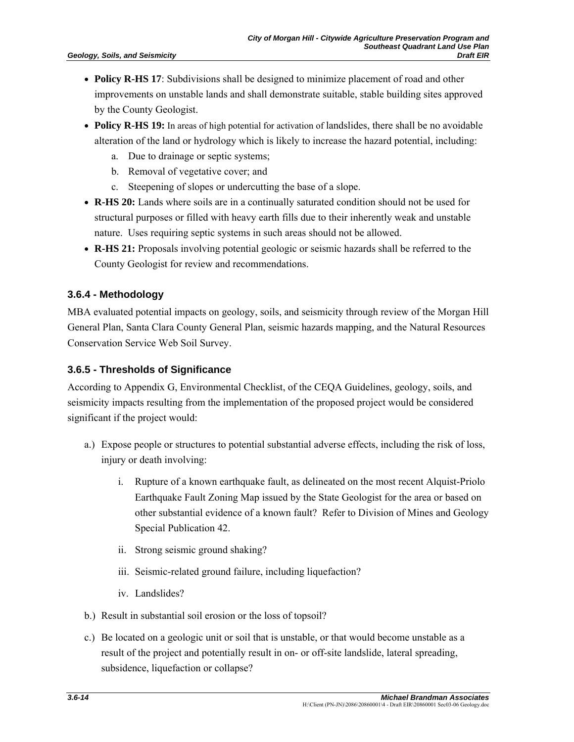- **Policy R-HS 17**: Subdivisions shall be designed to minimize placement of road and other improvements on unstable lands and shall demonstrate suitable, stable building sites approved by the County Geologist.
- **Policy R-HS 19:** In areas of high potential for activation of landslides, there shall be no avoidable alteration of the land or hydrology which is likely to increase the hazard potential, including:
    a. Due to drainage or septic systems;
    b. Removal of vegetative cover; and
    c. Steepening of slopes or undercutting the base of a slope.
- **R-HS 20:** Lands where soils are in a continually saturated condition should not be used for structural purposes or filled with heavy earth fills due to their inherently weak and unstable nature. Uses requiring septic systems in such areas should not be allowed.
- **R-HS 21:** Proposals involving potential geologic or seismic hazards shall be referred to the County Geologist for review and recommendations.

### 3.6.4 - Methodology

MBA evaluated potential impacts on geology, soils, and seismicity through review of the Morgan Hill General Plan, Santa Clara County General Plan, seismic hazards mapping, and the Natural Resources Conservation Service Web Soil Survey.

### 3.6.5 - Thresholds of Significance

According to Appendix G, Environmental Checklist, of the CEQA Guidelines, geology, soils, and seismicity impacts resulting from the implementation of the proposed project would be considered significant if the project would:

a.) Expose people or structures to potential substantial adverse effects, including the risk of loss, injury or death involving:

  i. Rupture of a known earthquake fault, as delineated on the most recent Alquist-Priolo Earthquake Fault Zoning Map issued by the State Geologist for the area or based on other substantial evidence of a known fault? Refer to Division of Mines and Geology Special Publication 42.

  ii. Strong seismic ground shaking?

  iii. Seismic-related ground failure, including liquefaction?

  iv. Landslides?

b.) Result in substantial soil erosion or the loss of topsoil?

c.) Be located on a geologic unit or soil that is unstable, or that would become unstable as a result of the project and potentially result in on- or off-site landslide, lateral spreading, subsidence, liquefaction or collapse?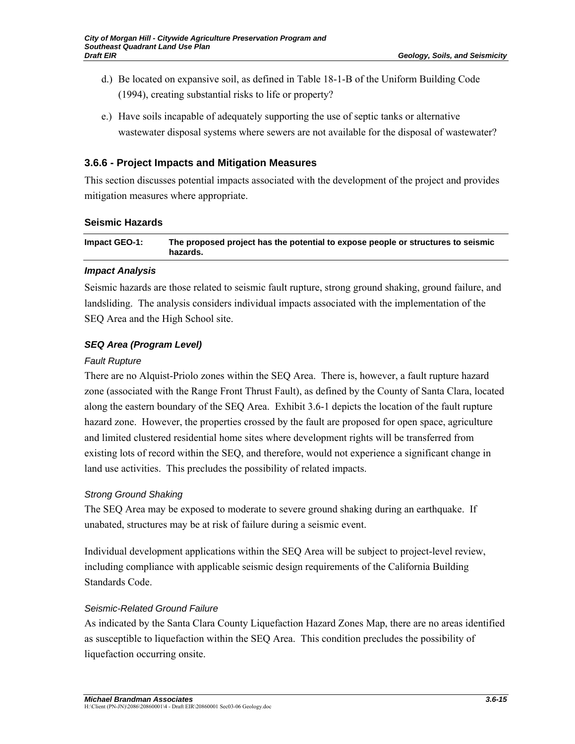d.) Be located on expansive soil, as defined in Table 18-1-B of the Uniform Building Code (1994), creating substantial risks to life or property?

e.) Have soils incapable of adequately supporting the use of septic tanks or alternative wastewater disposal systems where sewers are not available for the disposal of wastewater?

### 3.6.6 - Project Impacts and Mitigation Measures

This section discusses potential impacts associated with the development of the project and provides mitigation measures where appropriate.

#### Seismic Hazards

| Impact GEO-1: | The proposed project has the potential to expose people or structures to seismic hazards. |
|---|---|

***Impact Analysis***

Seismic hazards are those related to seismic fault rupture, strong ground shaking, ground failure, and landsliding. The analysis considers individual impacts associated with the implementation of the SEQ Area and the High School site.

***SEQ Area (Program Level)***

*Fault Rupture*

There are no Alquist-Priolo zones within the SEQ Area. There is, however, a fault rupture hazard zone (associated with the Range Front Thrust Fault), as defined by the County of Santa Clara, located along the eastern boundary of the SEQ Area. Exhibit 3.6-1 depicts the location of the fault rupture hazard zone. However, the properties crossed by the fault are proposed for open space, agriculture and limited clustered residential home sites where development rights will be transferred from existing lots of record within the SEQ, and therefore, would not experience a significant change in land use activities. This precludes the possibility of related impacts.

*Strong Ground Shaking*

The SEQ Area may be exposed to moderate to severe ground shaking during an earthquake. If unabated, structures may be at risk of failure during a seismic event.

Individual development applications within the SEQ Area will be subject to project-level review, including compliance with applicable seismic design requirements of the California Building Standards Code.

*Seismic-Related Ground Failure*

As indicated by the Santa Clara County Liquefaction Hazard Zones Map, there are no areas identified as susceptible to liquefaction within the SEQ Area. This condition precludes the possibility of liquefaction occurring onsite.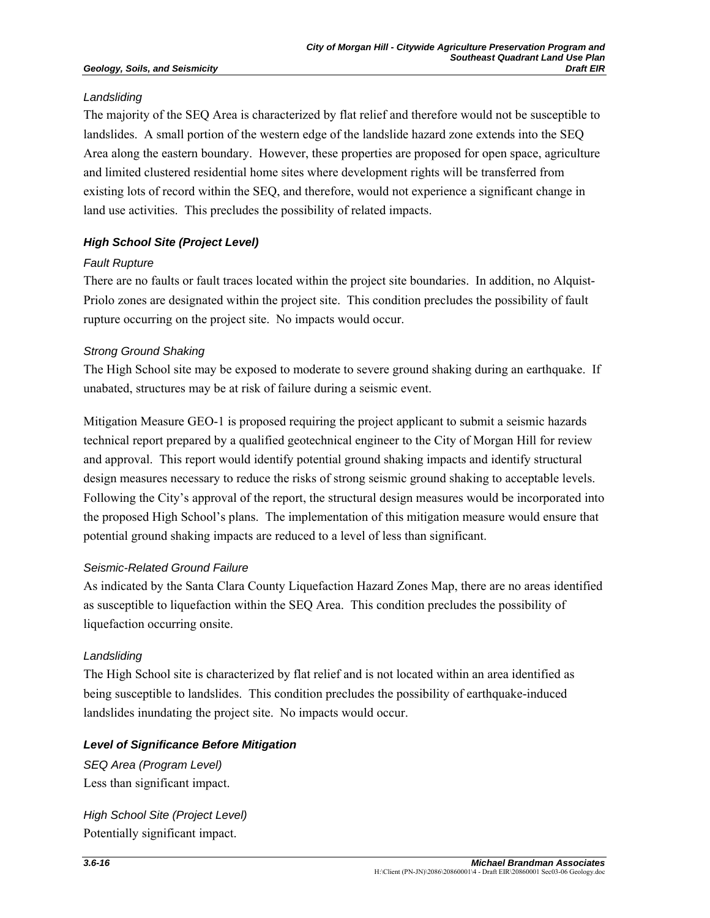*Landsliding*

The majority of the SEQ Area is characterized by flat relief and therefore would not be susceptible to landslides. A small portion of the western edge of the landslide hazard zone extends into the SEQ Area along the eastern boundary. However, these properties are proposed for open space, agriculture and limited clustered residential home sites where development rights will be transferred from existing lots of record within the SEQ, and therefore, would not experience a significant change in land use activities. This precludes the possibility of related impacts.

***High School Site (Project Level)***

*Fault Rupture*

There are no faults or fault traces located within the project site boundaries. In addition, no Alquist-Priolo zones are designated within the project site. This condition precludes the possibility of fault rupture occurring on the project site. No impacts would occur.

*Strong Ground Shaking*

The High School site may be exposed to moderate to severe ground shaking during an earthquake. If unabated, structures may be at risk of failure during a seismic event.

Mitigation Measure GEO-1 is proposed requiring the project applicant to submit a seismic hazards technical report prepared by a qualified geotechnical engineer to the City of Morgan Hill for review and approval. This report would identify potential ground shaking impacts and identify structural design measures necessary to reduce the risks of strong seismic ground shaking to acceptable levels. Following the City's approval of the report, the structural design measures would be incorporated into the proposed High School's plans. The implementation of this mitigation measure would ensure that potential ground shaking impacts are reduced to a level of less than significant.

*Seismic-Related Ground Failure*

As indicated by the Santa Clara County Liquefaction Hazard Zones Map, there are no areas identified as susceptible to liquefaction within the SEQ Area. This condition precludes the possibility of liquefaction occurring onsite.

*Landsliding*

The High School site is characterized by flat relief and is not located within an area identified as being susceptible to landslides. This condition precludes the possibility of earthquake-induced landslides inundating the project site. No impacts would occur.

***Level of Significance Before Mitigation***

*SEQ Area (Program Level)*

Less than significant impact.

*High School Site (Project Level)*

Potentially significant impact.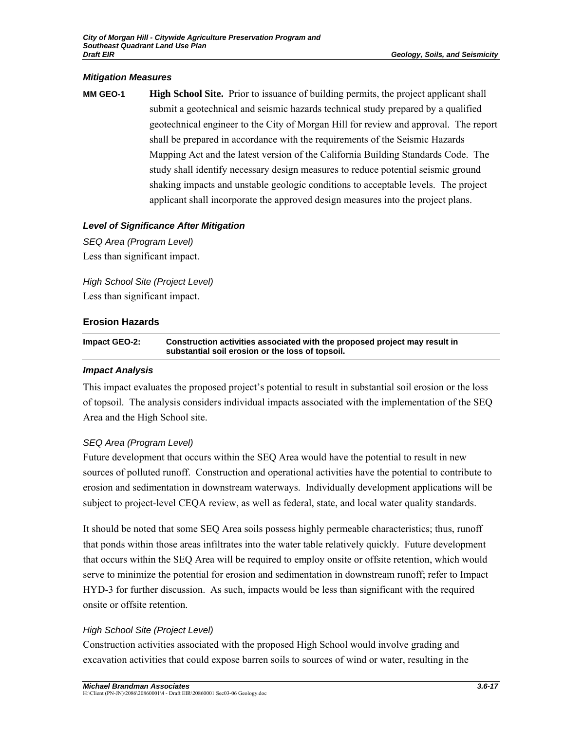### *Mitigation Measures*

**MM GEO-1** **High School Site.** Prior to issuance of building permits, the project applicant shall submit a geotechnical and seismic hazards technical study prepared by a qualified geotechnical engineer to the City of Morgan Hill for review and approval. The report shall be prepared in accordance with the requirements of the Seismic Hazards Mapping Act and the latest version of the California Building Standards Code. The study shall identify necessary design measures to reduce potential seismic ground shaking impacts and unstable geologic conditions to acceptable levels. The project applicant shall incorporate the approved design measures into the project plans.

### *Level of Significance After Mitigation*

*SEQ Area (Program Level)*

Less than significant impact.

*High School Site (Project Level)*

Less than significant impact.

## Erosion Hazards

**Impact GEO-2: Construction activities associated with the proposed project may result in substantial soil erosion or the loss of topsoil.**

### *Impact Analysis*

This impact evaluates the proposed project's potential to result in substantial soil erosion or the loss of topsoil. The analysis considers individual impacts associated with the implementation of the SEQ Area and the High School site.

*SEQ Area (Program Level)*

Future development that occurs within the SEQ Area would have the potential to result in new sources of polluted runoff. Construction and operational activities have the potential to contribute to erosion and sedimentation in downstream waterways. Individually development applications will be subject to project-level CEQA review, as well as federal, state, and local water quality standards.

It should be noted that some SEQ Area soils possess highly permeable characteristics; thus, runoff that ponds within those areas infiltrates into the water table relatively quickly. Future development that occurs within the SEQ Area will be required to employ onsite or offsite retention, which would serve to minimize the potential for erosion and sedimentation in downstream runoff; refer to Impact HYD-3 for further discussion. As such, impacts would be less than significant with the required onsite or offsite retention.

*High School Site (Project Level)*

Construction activities associated with the proposed High School would involve grading and excavation activities that could expose barren soils to sources of wind or water, resulting in the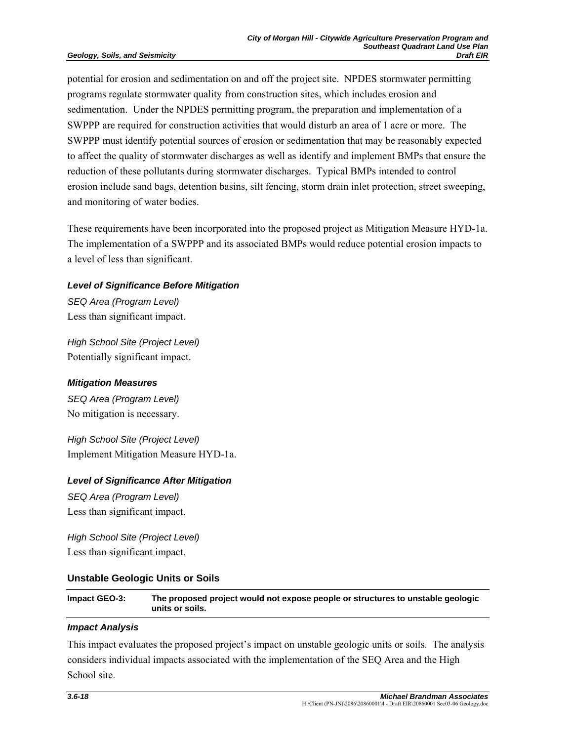potential for erosion and sedimentation on and off the project site. NPDES stormwater permitting programs regulate stormwater quality from construction sites, which includes erosion and sedimentation. Under the NPDES permitting program, the preparation and implementation of a SWPPP are required for construction activities that would disturb an area of 1 acre or more. The SWPPP must identify potential sources of erosion or sedimentation that may be reasonably expected to affect the quality of stormwater discharges as well as identify and implement BMPs that ensure the reduction of these pollutants during stormwater discharges. Typical BMPs intended to control erosion include sand bags, detention basins, silt fencing, storm drain inlet protection, street sweeping, and monitoring of water bodies.

These requirements have been incorporated into the proposed project as Mitigation Measure HYD-1a. The implementation of a SWPPP and its associated BMPs would reduce potential erosion impacts to a level of less than significant.

#### *Level of Significance Before Mitigation*

*SEQ Area (Program Level)*
Less than significant impact.

*High School Site (Project Level)*
Potentially significant impact.

#### *Mitigation Measures*

*SEQ Area (Program Level)*
No mitigation is necessary.

*High School Site (Project Level)*
Implement Mitigation Measure HYD-1a.

#### *Level of Significance After Mitigation*

*SEQ Area (Program Level)*
Less than significant impact.

*High School Site (Project Level)*
Less than significant impact.

### Unstable Geologic Units or Soils

| Impact GEO-3: | The proposed project would not expose people or structures to unstable geologic units or soils. |
|---|---|

#### *Impact Analysis*

This impact evaluates the proposed project's impact on unstable geologic units or soils. The analysis considers individual impacts associated with the implementation of the SEQ Area and the High School site.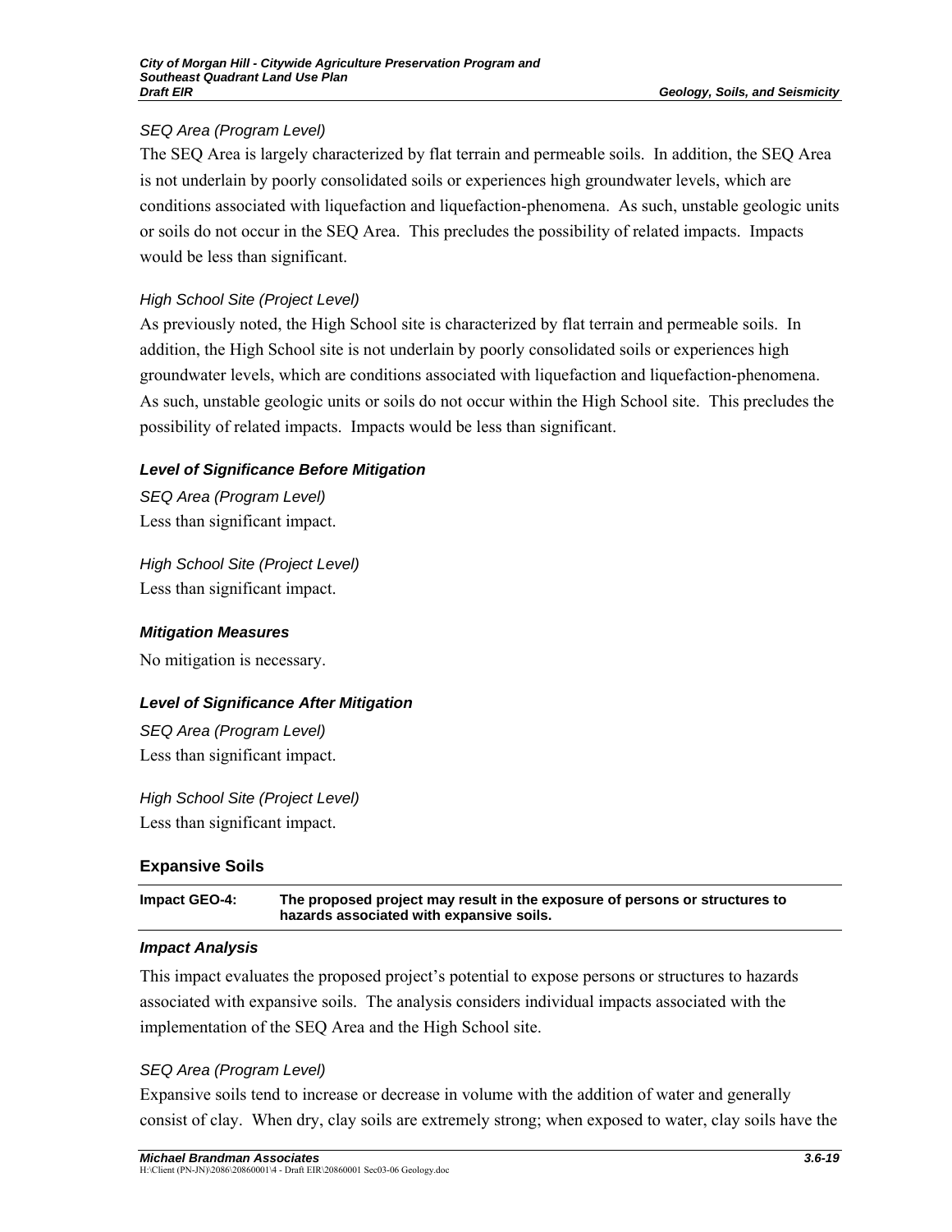*SEQ Area (Program Level)*

The SEQ Area is largely characterized by flat terrain and permeable soils. In addition, the SEQ Area is not underlain by poorly consolidated soils or experiences high groundwater levels, which are conditions associated with liquefaction and liquefaction-phenomena. As such, unstable geologic units or soils do not occur in the SEQ Area. This precludes the possibility of related impacts. Impacts would be less than significant.

*High School Site (Project Level)*

As previously noted, the High School site is characterized by flat terrain and permeable soils. In addition, the High School site is not underlain by poorly consolidated soils or experiences high groundwater levels, which are conditions associated with liquefaction and liquefaction-phenomena. As such, unstable geologic units or soils do not occur within the High School site. This precludes the possibility of related impacts. Impacts would be less than significant.

***Level of Significance Before Mitigation***

*SEQ Area (Program Level)*

Less than significant impact.

*High School Site (Project Level)*

Less than significant impact.

***Mitigation Measures***

No mitigation is necessary.

***Level of Significance After Mitigation***

*SEQ Area (Program Level)*

Less than significant impact.

*High School Site (Project Level)*

Less than significant impact.

### Expansive Soils

| Impact GEO-4: | The proposed project may result in the exposure of persons or structures to hazards associated with expansive soils. |
|---|---|

***Impact Analysis***

This impact evaluates the proposed project's potential to expose persons or structures to hazards associated with expansive soils. The analysis considers individual impacts associated with the implementation of the SEQ Area and the High School site.

*SEQ Area (Program Level)*

Expansive soils tend to increase or decrease in volume with the addition of water and generally consist of clay. When dry, clay soils are extremely strong; when exposed to water, clay soils have the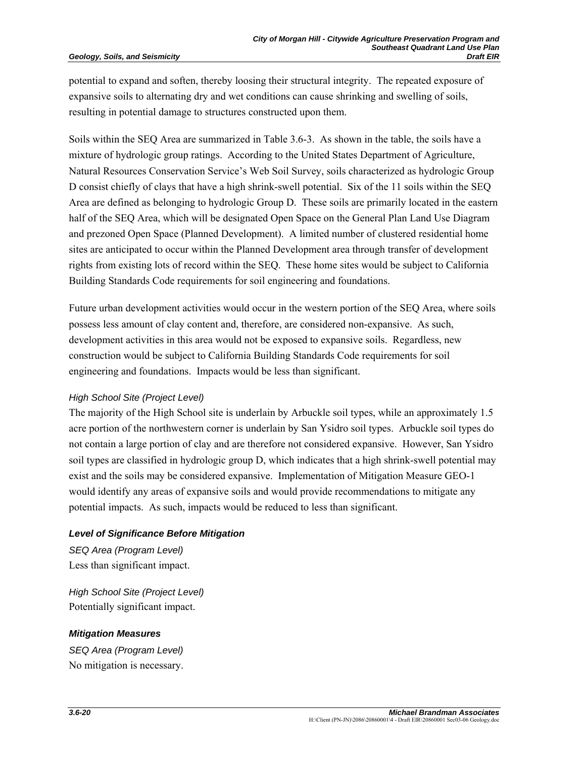potential to expand and soften, thereby loosing their structural integrity. The repeated exposure of expansive soils to alternating dry and wet conditions can cause shrinking and swelling of soils, resulting in potential damage to structures constructed upon them.

Soils within the SEQ Area are summarized in Table 3.6-3. As shown in the table, the soils have a mixture of hydrologic group ratings. According to the United States Department of Agriculture, Natural Resources Conservation Service's Web Soil Survey, soils characterized as hydrologic Group D consist chiefly of clays that have a high shrink-swell potential. Six of the 11 soils within the SEQ Area are defined as belonging to hydrologic Group D. These soils are primarily located in the eastern half of the SEQ Area, which will be designated Open Space on the General Plan Land Use Diagram and prezoned Open Space (Planned Development). A limited number of clustered residential home sites are anticipated to occur within the Planned Development area through transfer of development rights from existing lots of record within the SEQ. These home sites would be subject to California Building Standards Code requirements for soil engineering and foundations.

Future urban development activities would occur in the western portion of the SEQ Area, where soils possess less amount of clay content and, therefore, are considered non-expansive. As such, development activities in this area would not be exposed to expansive soils. Regardless, new construction would be subject to California Building Standards Code requirements for soil engineering and foundations. Impacts would be less than significant.

*High School Site (Project Level)*

The majority of the High School site is underlain by Arbuckle soil types, while an approximately 1.5 acre portion of the northwestern corner is underlain by San Ysidro soil types. Arbuckle soil types do not contain a large portion of clay and are therefore not considered expansive. However, San Ysidro soil types are classified in hydrologic group D, which indicates that a high shrink-swell potential may exist and the soils may be considered expansive. Implementation of Mitigation Measure GEO-1 would identify any areas of expansive soils and would provide recommendations to mitigate any potential impacts. As such, impacts would be reduced to less than significant.

#### *Level of Significance Before Mitigation*

*SEQ Area (Program Level)*

Less than significant impact.

*High School Site (Project Level)*

Potentially significant impact.

#### *Mitigation Measures*

*SEQ Area (Program Level)*

No mitigation is necessary.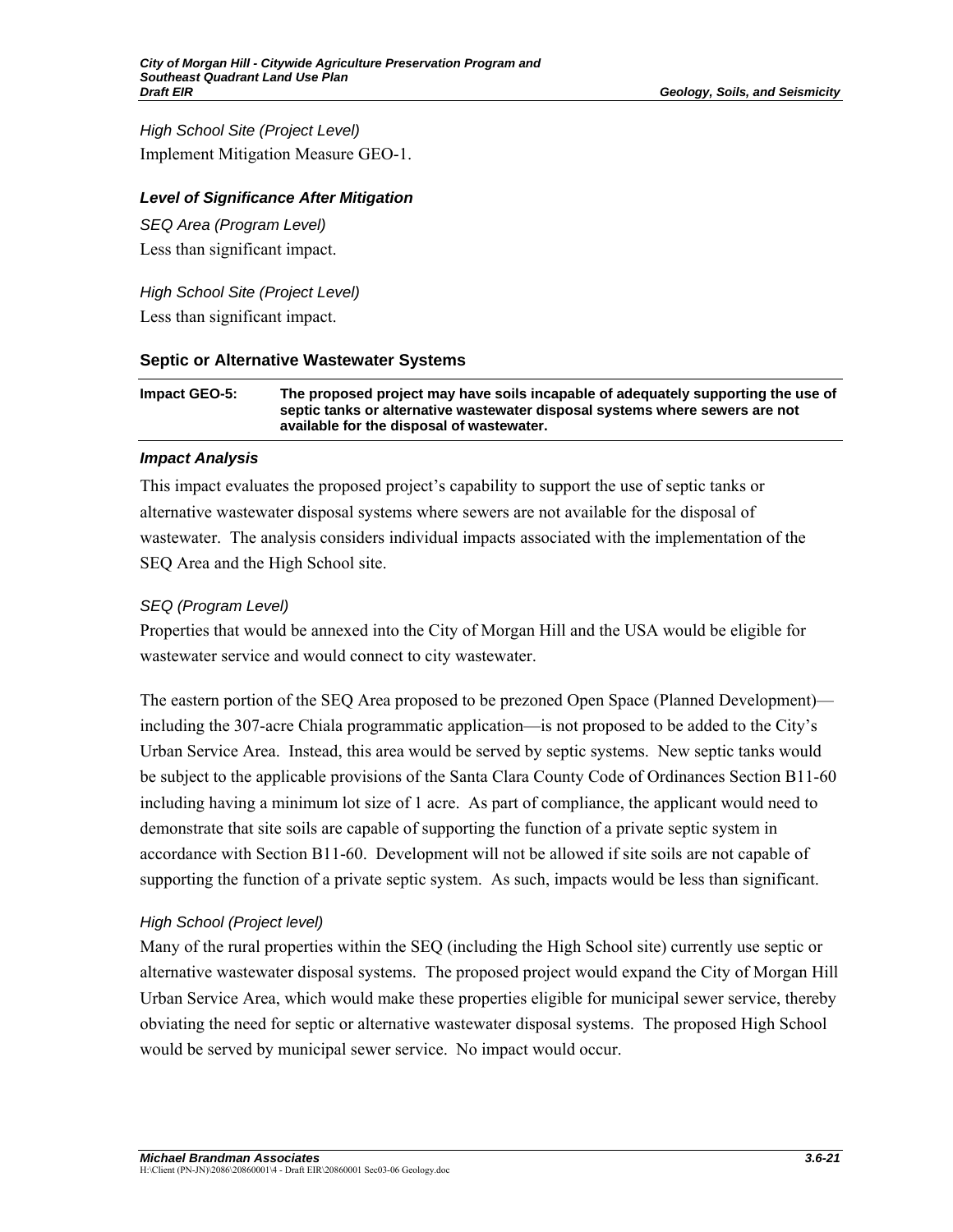*High School Site (Project Level)*

Implement Mitigation Measure GEO-1.

### *Level of Significance After Mitigation*

*SEQ Area (Program Level)*

Less than significant impact.

*High School Site (Project Level)*

Less than significant impact.

## Septic or Alternative Wastewater Systems

| **Impact GEO-5:** | **The proposed project may have soils incapable of adequately supporting the use of septic tanks or alternative wastewater disposal systems where sewers are not available for the disposal of wastewater.** |
|---|---|

### *Impact Analysis*

This impact evaluates the proposed project's capability to support the use of septic tanks or alternative wastewater disposal systems where sewers are not available for the disposal of wastewater. The analysis considers individual impacts associated with the implementation of the SEQ Area and the High School site.

*SEQ (Program Level)*

Properties that would be annexed into the City of Morgan Hill and the USA would be eligible for wastewater service and would connect to city wastewater.

The eastern portion of the SEQ Area proposed to be prezoned Open Space (Planned Development)—including the 307-acre Chiala programmatic application—is not proposed to be added to the City's Urban Service Area. Instead, this area would be served by septic systems. New septic tanks would be subject to the applicable provisions of the Santa Clara County Code of Ordinances Section B11-60 including having a minimum lot size of 1 acre. As part of compliance, the applicant would need to demonstrate that site soils are capable of supporting the function of a private septic system in accordance with Section B11-60. Development will not be allowed if site soils are not capable of supporting the function of a private septic system. As such, impacts would be less than significant.

*High School (Project level)*

Many of the rural properties within the SEQ (including the High School site) currently use septic or alternative wastewater disposal systems. The proposed project would expand the City of Morgan Hill Urban Service Area, which would make these properties eligible for municipal sewer service, thereby obviating the need for septic or alternative wastewater disposal systems. The proposed High School would be served by municipal sewer service. No impact would occur.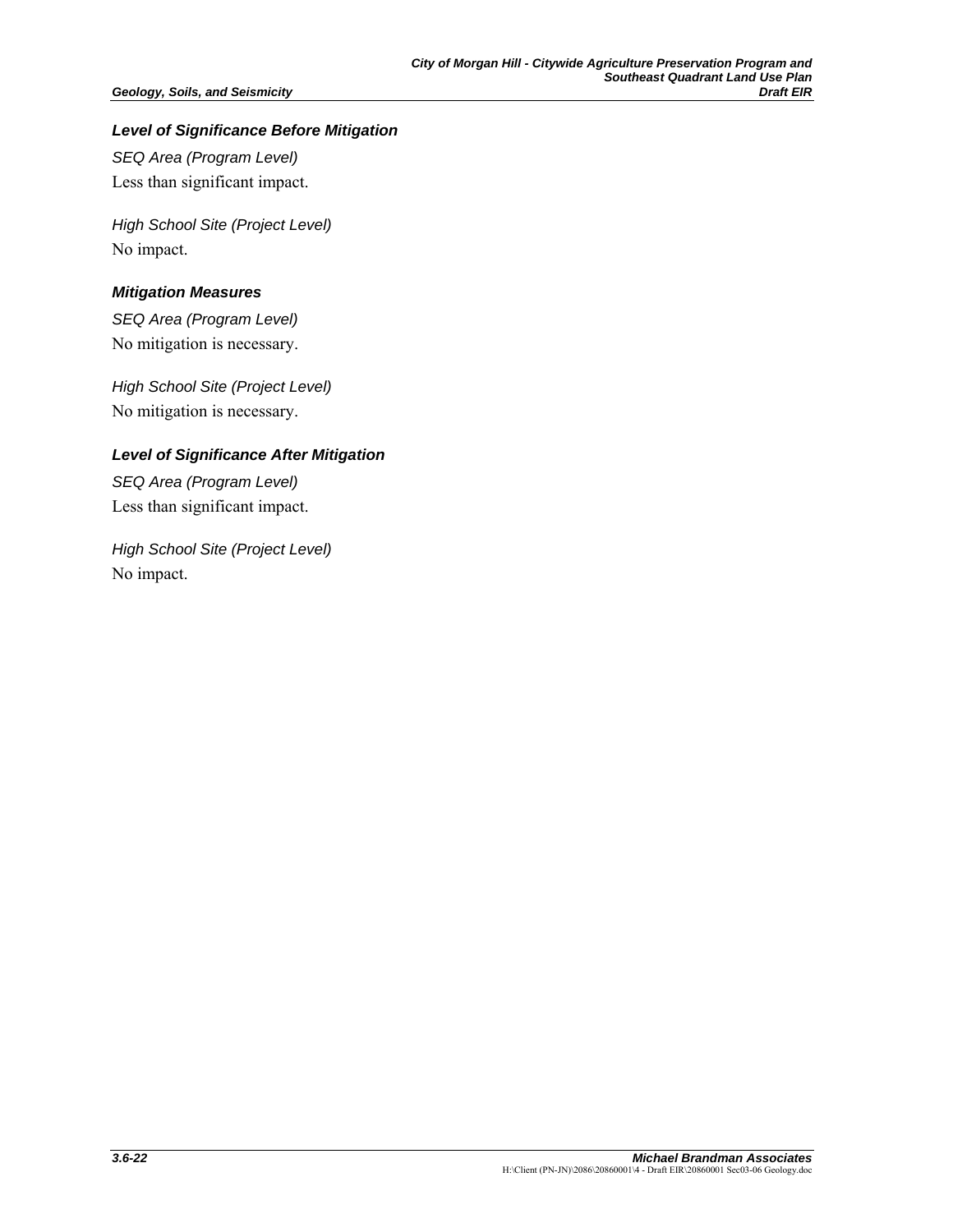### *Level of Significance Before Mitigation*

*SEQ Area (Program Level)*

Less than significant impact.

*High School Site (Project Level)*

No impact.

### *Mitigation Measures*

*SEQ Area (Program Level)*

No mitigation is necessary.

*High School Site (Project Level)*

No mitigation is necessary.

### *Level of Significance After Mitigation*

*SEQ Area (Program Level)*

Less than significant impact.

*High School Site (Project Level)*

No impact.